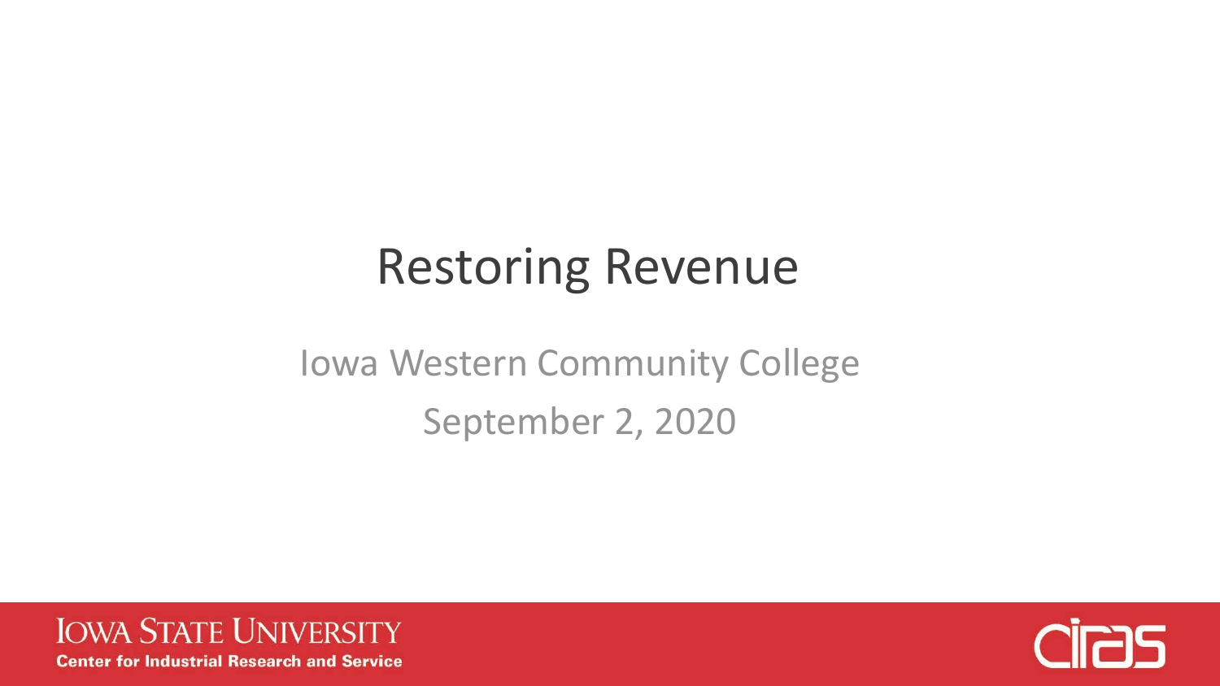# Restoring Revenue

Iowa Western Community College

September 2, 2020

IOWA STATE UNIVERSITY
Center for Industrial Research and Service

ciras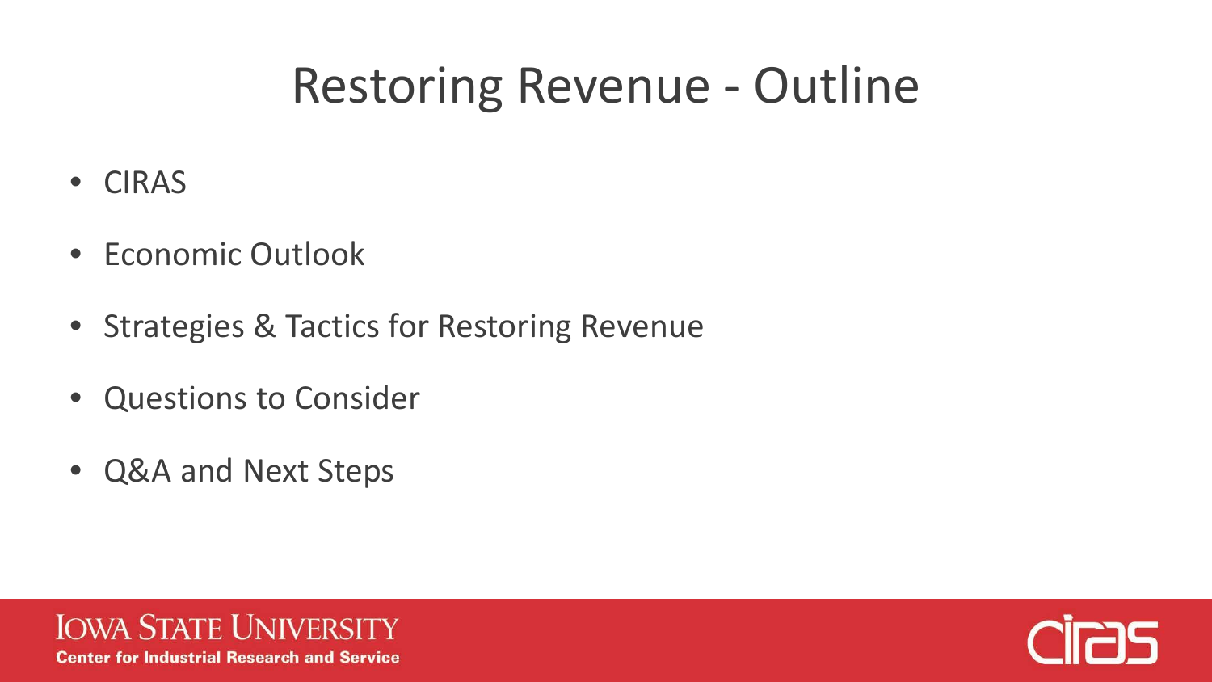# Restoring Revenue - Outline

- CIRAS
- Economic Outlook
- Strategies & Tactics for Restoring Revenue
- Questions to Consider
- Q&A and Next Steps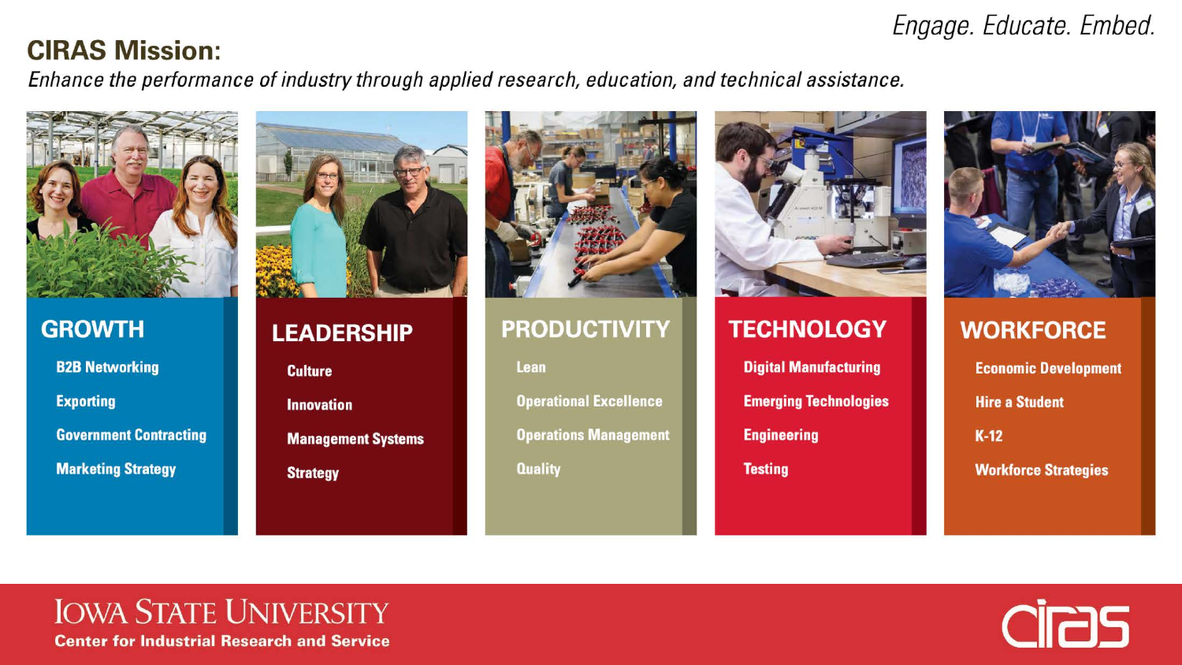*Engage. Educate. Embed.*

## CIRAS Mission:

*Enhance the performance of industry through applied research, education, and technical assistance.*

### GROWTH

- B2B Networking
- Exporting
- Government Contracting
- Marketing Strategy

### LEADERSHIP

- Culture
- Innovation
- Management Systems
- Strategy

### PRODUCTIVITY

- Lean
- Operational Excellence
- Operations Management
- Quality

### TECHNOLOGY

- Digital Manufacturing
- Emerging Technologies
- Engineering
- Testing

### WORKFORCE

- Economic Development
- Hire a Student
- K-12
- Workforce Strategies

IOWA STATE UNIVERSITY
**Center for Industrial Research and Service**

ciras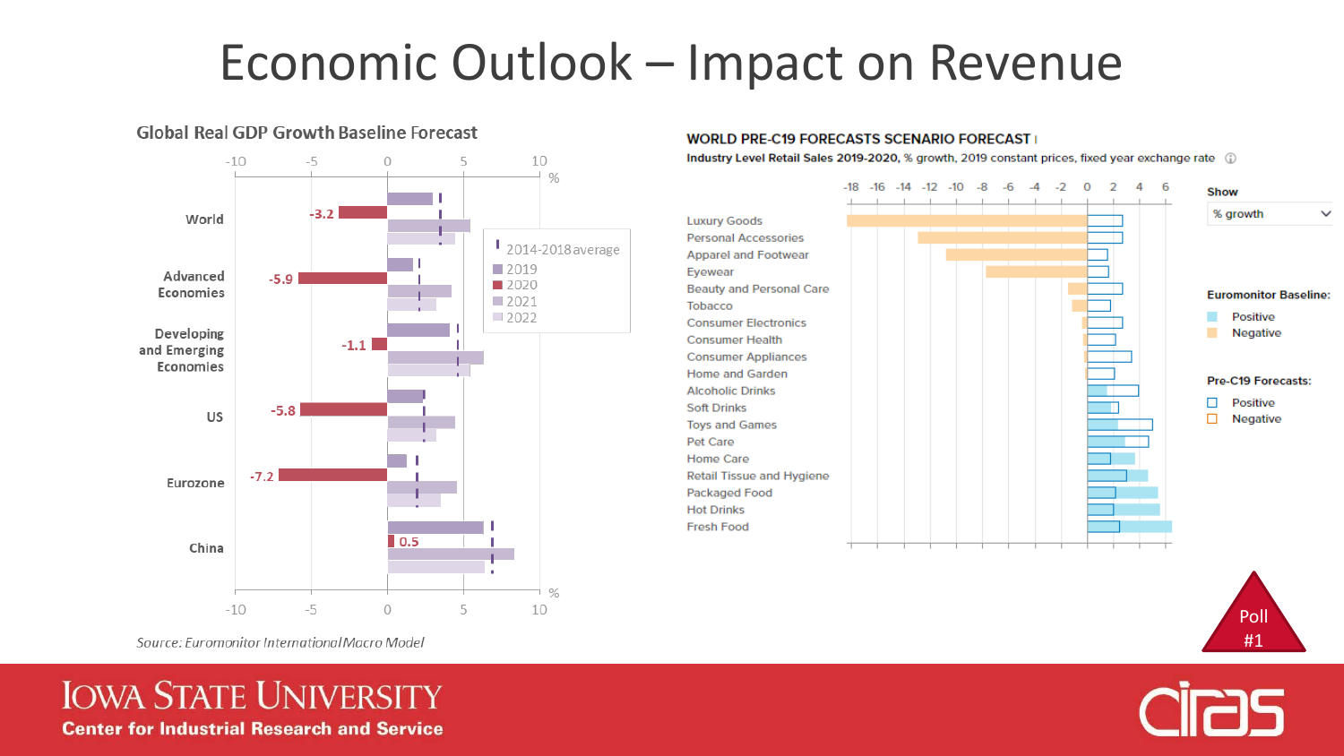# Economic Outlook – Impact on Revenue

## Global Real GDP Growth Baseline Forecast

Legend: 2014-2018 average, 2019, 2020, 2021, 2022

| Region | 2020 |
|---|---|
| World | -3.2 |
| Advanced Economies | -5.9 |
| Developing and Emerging Economies | -1.1 |
| US | -5.8 |
| Eurozone | -7.2 |
| China | 0.5 |

*Source: Euromonitor International Macro Model*

## WORLD PRE-C19 FORECASTS SCENARIO FORECAST

**Industry Level Retail Sales 2019-2020, % growth, 2019 constant prices, fixed year exchange rate**

Show: % growth

Euromonitor Baseline: Positive, Negative

Pre-C19 Forecasts: Positive, Negative

- Luxury Goods
- Personal Accessories
- Apparel and Footwear
- Eyewear
- Beauty and Personal Care
- Tobacco
- Consumer Electronics
- Consumer Health
- Consumer Appliances
- Home and Garden
- Alcoholic Drinks
- Soft Drinks
- Toys and Games
- Pet Care
- Home Care
- Retail Tissue and Hygiene
- Packaged Food
- Hot Drinks
- Fresh Food

Poll #1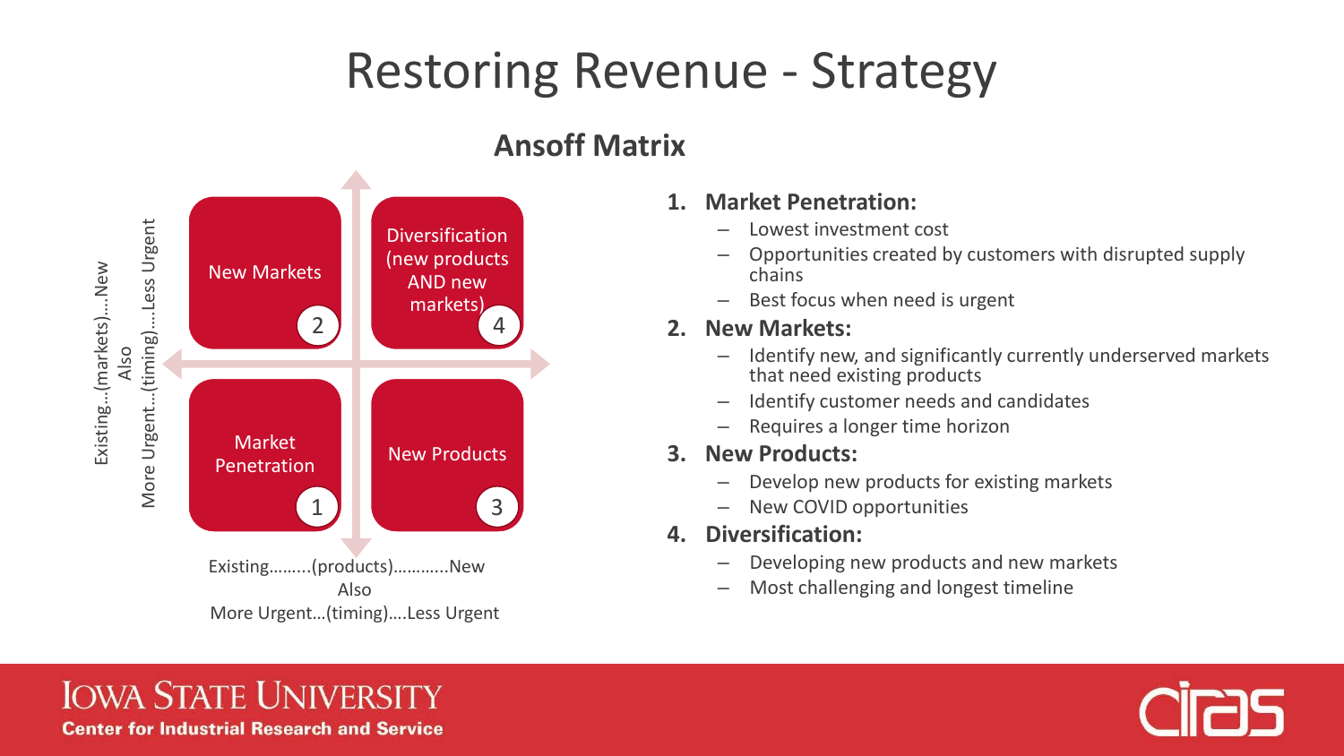# Restoring Revenue - Strategy

## Ansoff Matrix

Existing…(markets)….New
Also
More Urgent….(timing)….Less Urgent

| | |
|---|---|
| New Markets (2) | Diversification (new products AND new markets) (4) |
| Market Penetration (1) | New Products (3) |

Existing………(products)…………New
Also
More Urgent…(timing)….Less Urgent

1. **Market Penetration:**
   - Lowest investment cost
   - Opportunities created by customers with disrupted supply chains
   - Best focus when need is urgent
2. **New Markets:**
   - Identify new, and significantly currently underserved markets that need existing products
   - Identify customer needs and candidates
   - Requires a longer time horizon
3. **New Products:**
   - Develop new products for existing markets
   - New COVID opportunities
4. **Diversification:**
   - Developing new products and new markets
   - Most challenging and longest timeline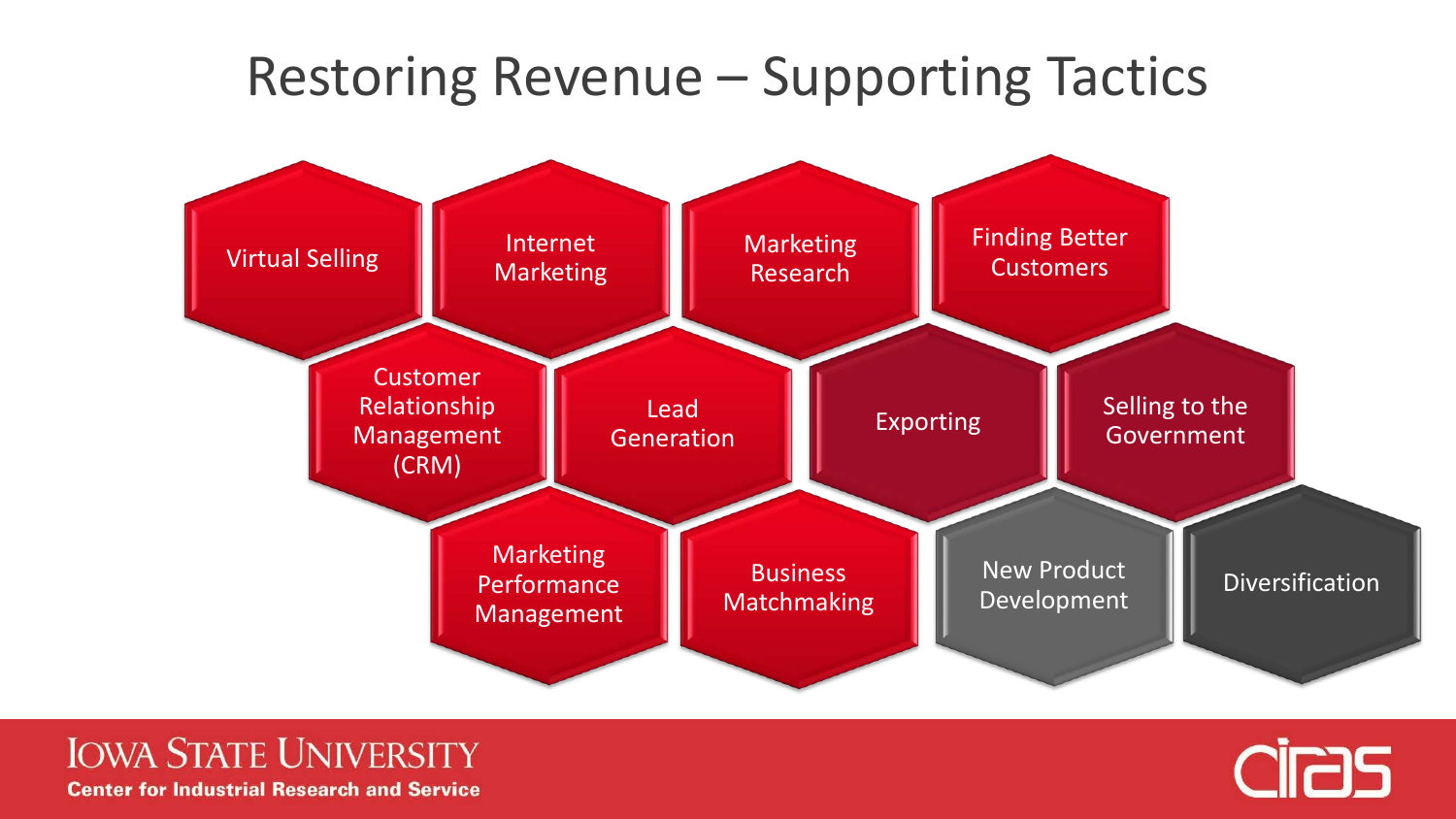# Restoring Revenue – Supporting Tactics

- Virtual Selling
- Internet Marketing
- Marketing Research
- Finding Better Customers
- Customer Relationship Management (CRM)
- Lead Generation
- Exporting
- Selling to the Government
- Marketing Performance Management
- Business Matchmaking
- New Product Development
- Diversification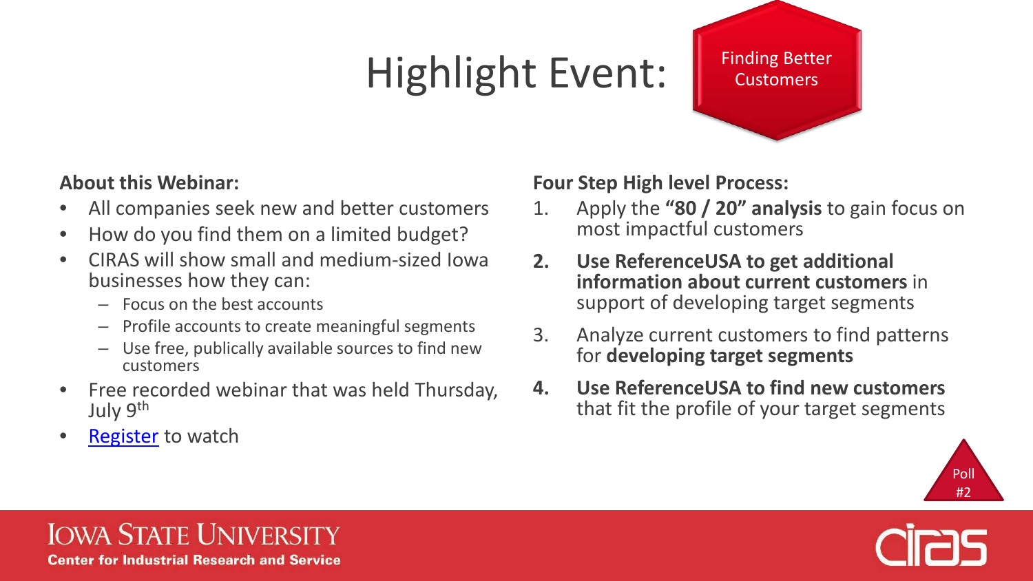# Highlight Event: Finding Better Customers

**About this Webinar:**

- All companies seek new and better customers
- How do you find them on a limited budget?
- CIRAS will show small and medium-sized Iowa businesses how they can:
  - Focus on the best accounts
  - Profile accounts to create meaningful segments
  - Use free, publically available sources to find new customers
- Free recorded webinar that was held Thursday, July 9th
- Register to watch

**Four Step High level Process:**

1. Apply the **"80 / 20" analysis** to gain focus on most impactful customers
2. **Use ReferenceUSA to get additional information about current customers** in support of developing target segments
3. Analyze current customers to find patterns for **developing target segments**
4. **Use ReferenceUSA to find new customers** that fit the profile of your target segments

Poll #2

Iowa State University
Center for Industrial Research and Service

ciras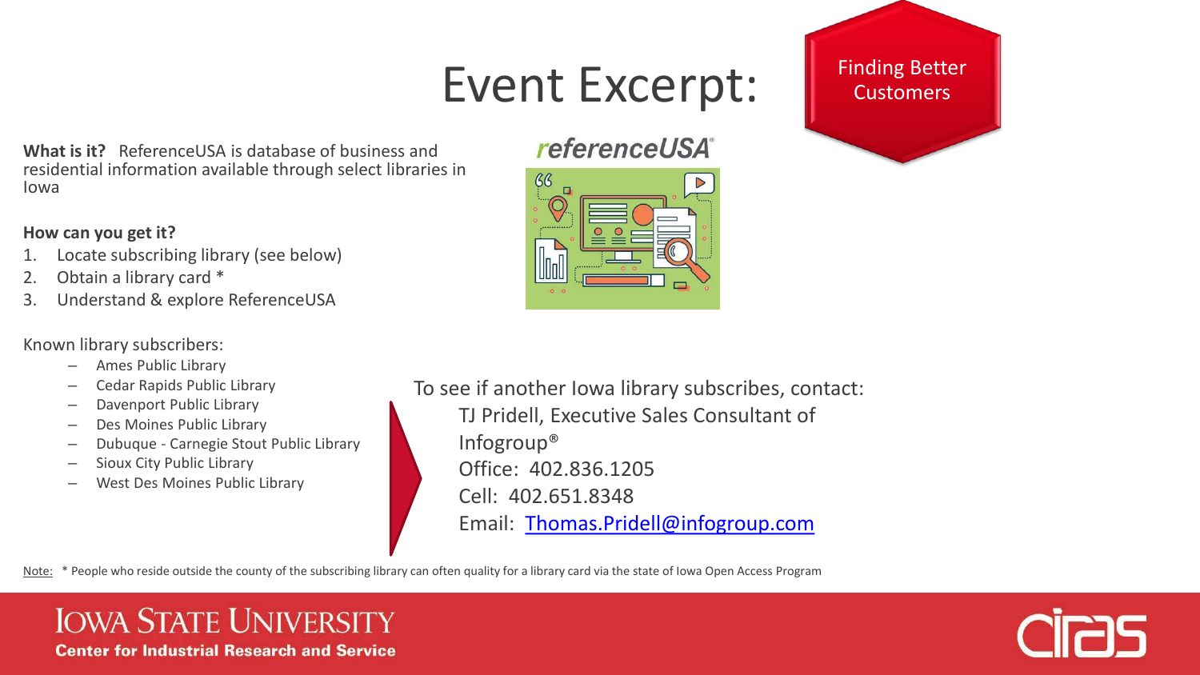# Event Excerpt:

Finding Better Customers

**What is it?** ReferenceUSA is database of business and residential information available through select libraries in Iowa

**How can you get it?**

1. Locate subscribing library (see below)
2. Obtain a library card *
3. Understand & explore ReferenceUSA

Known library subscribers:

- Ames Public Library
- Cedar Rapids Public Library
- Davenport Public Library
- Des Moines Public Library
- Dubuque - Carnegie Stout Public Library
- Sioux City Public Library
- West Des Moines Public Library

To see if another Iowa library subscribes, contact:

TJ Pridell, Executive Sales Consultant of Infogroup®
Office: 402.836.1205
Cell: 402.651.8348
Email: Thomas.Pridell@infogroup.com

Note: * People who reside outside the county of the subscribing library can often quality for a library card via the state of Iowa Open Access Program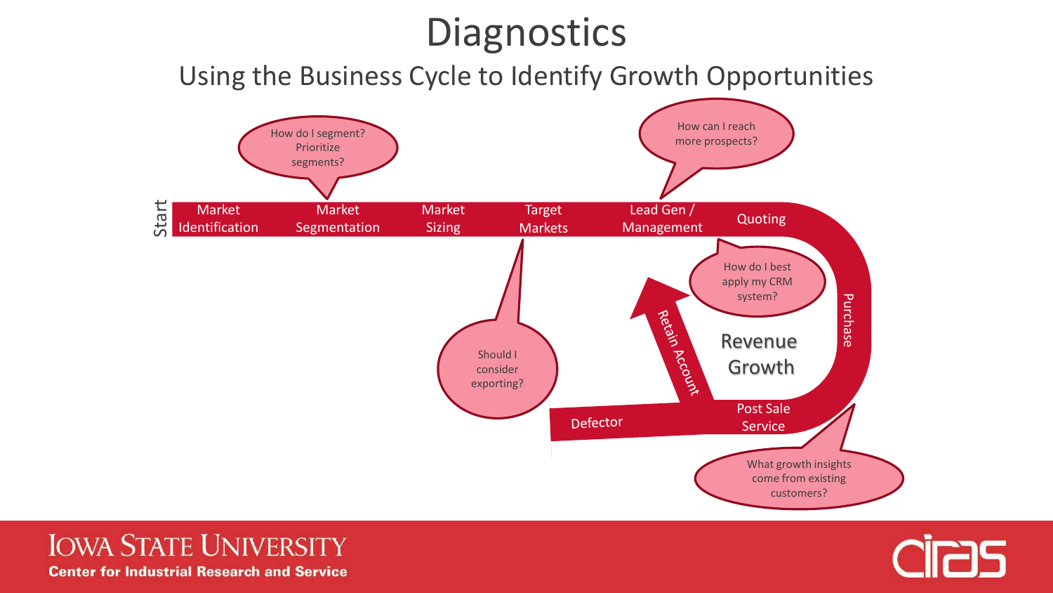# Diagnostics

## Using the Business Cycle to Identify Growth Opportunities

Start

Market Identification

Market Segmentation

Market Sizing

Target Markets

Lead Gen / Management

Quoting

Purchase

Post Sale Service

Defector

Retain Account

Revenue Growth

How do I segment? Prioritize segments?

How can I reach more prospects?

How do I best apply my CRM system?

Should I consider exporting?

What growth insights come from existing customers?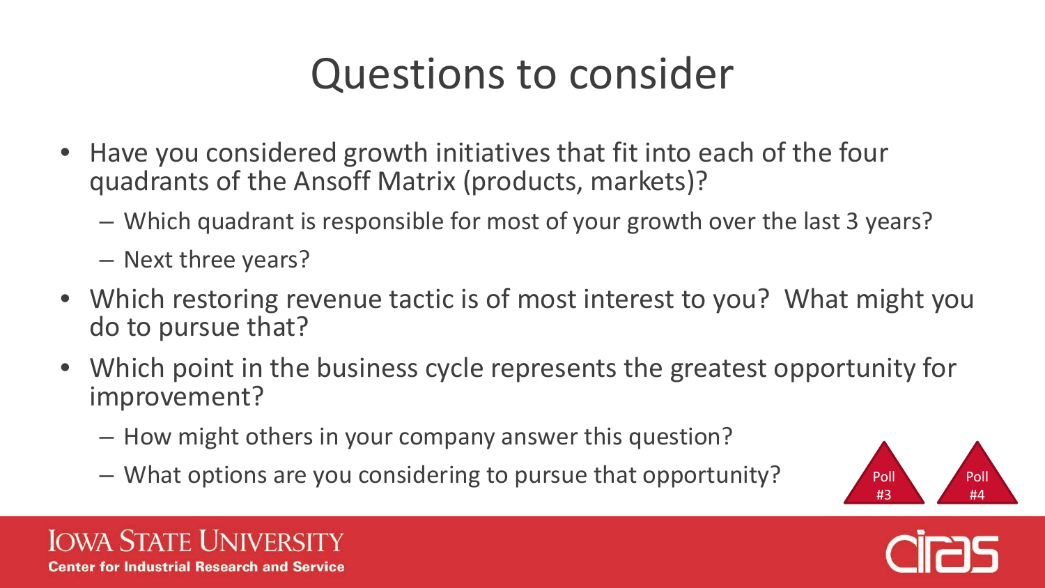# Questions to consider

- Have you considered growth initiatives that fit into each of the four quadrants of the Ansoff Matrix (products, markets)?
  - Which quadrant is responsible for most of your growth over the last 3 years?
  - Next three years?
- Which restoring revenue tactic is of most interest to you? What might you do to pursue that?
- Which point in the business cycle represents the greatest opportunity for improvement?
  - How might others in your company answer this question?
  - What options are you considering to pursue that opportunity?

Poll #3

Poll #4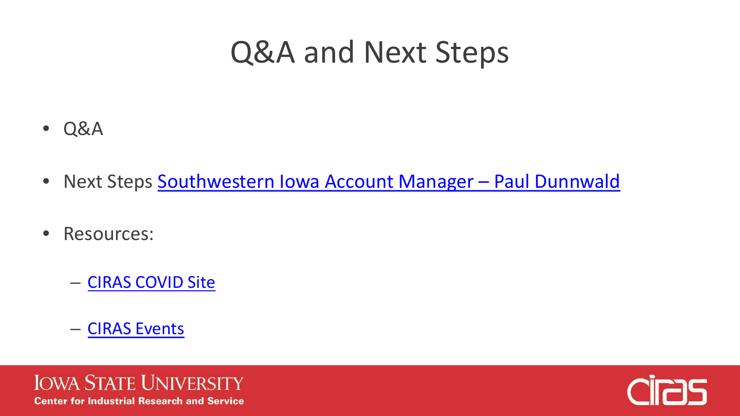# Q&A and Next Steps

- Q&A
- Next Steps Southwestern Iowa Account Manager – Paul Dunnwald
- Resources:
  - CIRAS COVID Site
  - CIRAS Events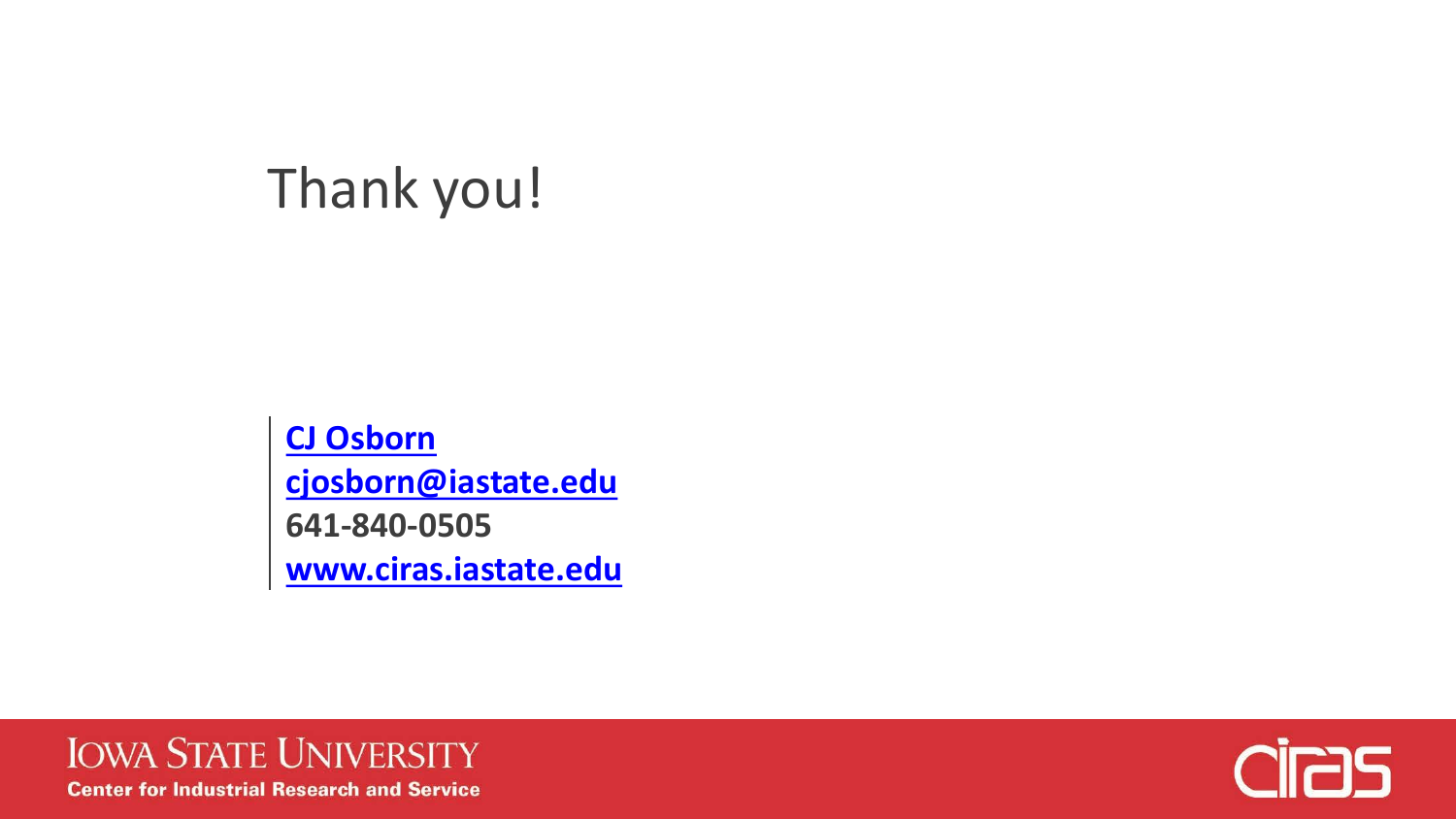# Thank you!

**CJ Osborn**
**cjosborn@iastate.edu**
**641-840-0505**
**www.ciras.iastate.edu**